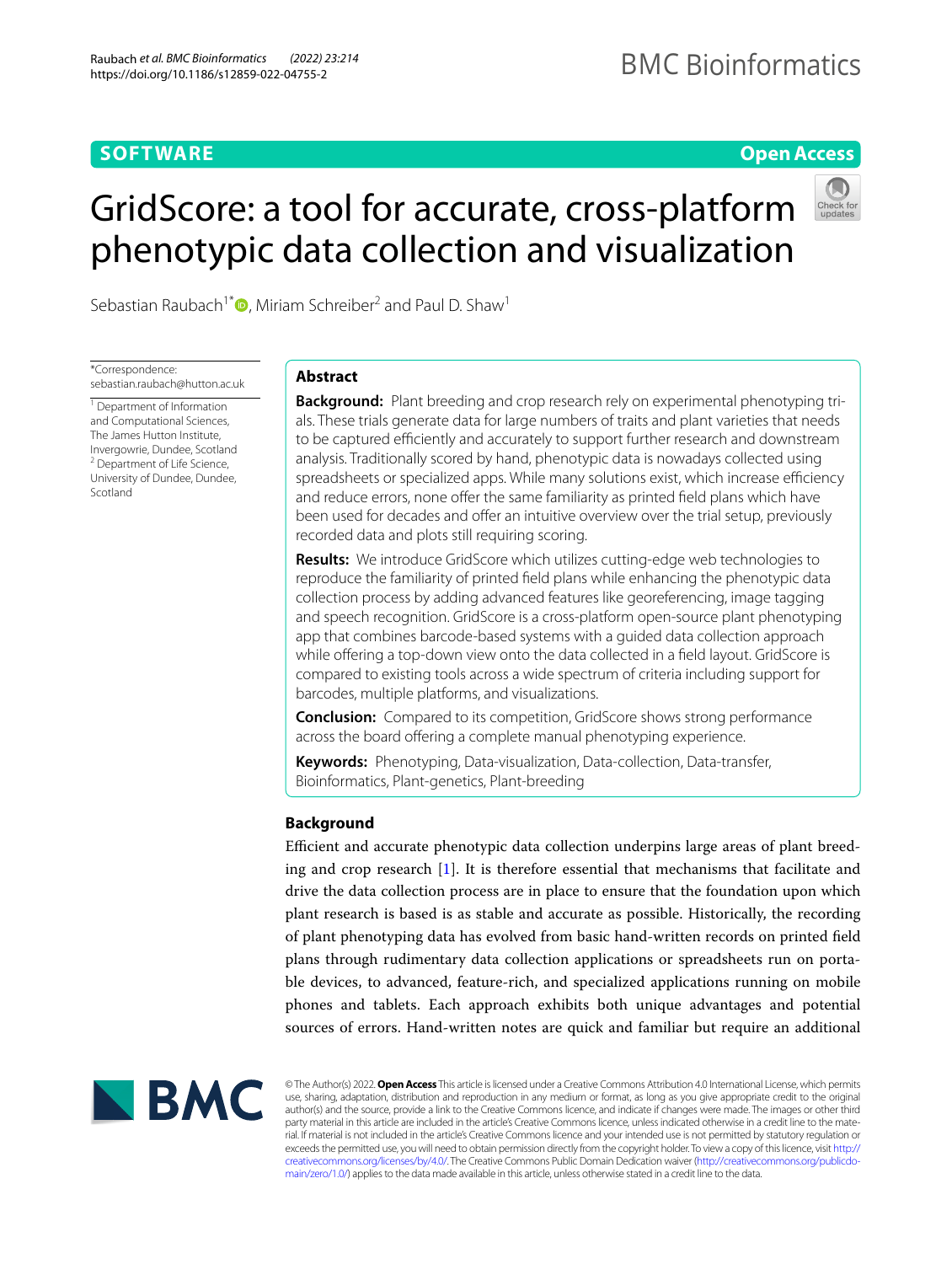SOFTWARE

Open Access

# GridScore: a tool for accurate, cross-platform phenotypic data collection and visualization

Sebastian Raubach[1*], Miriam Schreiber[2] and Paul D. Shaw[1]

*Correspondence: sebastian.raubach@hutton.ac.uk

[1] Department of Information and Computational Sciences, The James Hutton Institute, Invergowrie, Dundee, Scotland
[2] Department of Life Science, University of Dundee, Dundee, Scotland

## Abstract

**Background:** Plant breeding and crop research rely on experimental phenotyping trials. These trials generate data for large numbers of traits and plant varieties that needs to be captured efficiently and accurately to support further research and downstream analysis. Traditionally scored by hand, phenotypic data is nowadays collected using spreadsheets or specialized apps. While many solutions exist, which increase efficiency and reduce errors, none offer the same familiarity as printed field plans which have been used for decades and offer an intuitive overview over the trial setup, previously recorded data and plots still requiring scoring.

**Results:** We introduce GridScore which utilizes cutting-edge web technologies to reproduce the familiarity of printed field plans while enhancing the phenotypic data collection process by adding advanced features like georeferencing, image tagging and speech recognition. GridScore is a cross-platform open-source plant phenotyping app that combines barcode-based systems with a guided data collection approach while offering a top-down view onto the data collected in a field layout. GridScore is compared to existing tools across a wide spectrum of criteria including support for barcodes, multiple platforms, and visualizations.

**Conclusion:** Compared to its competition, GridScore shows strong performance across the board offering a complete manual phenotyping experience.

**Keywords:** Phenotyping, Data-visualization, Data-collection, Data-transfer, Bioinformatics, Plant-genetics, Plant-breeding

## Background

Efficient and accurate phenotypic data collection underpins large areas of plant breeding and crop research [1]. It is therefore essential that mechanisms that facilitate and drive the data collection process are in place to ensure that the foundation upon which plant research is based is as stable and accurate as possible. Historically, the recording of plant phenotyping data has evolved from basic hand-written records on printed field plans through rudimentary data collection applications or spreadsheets run on portable devices, to advanced, feature-rich, and specialized applications running on mobile phones and tablets. Each approach exhibits both unique advantages and potential sources of errors. Hand-written notes are quick and familiar but require an additional

© The Author(s) 2022. **Open Access** This article is licensed under a Creative Commons Attribution 4.0 International License, which permits use, sharing, adaptation, distribution and reproduction in any medium or format, as long as you give appropriate credit to the original author(s) and the source, provide a link to the Creative Commons licence, and indicate if changes were made. The images or other third party material in this article are included in the article's Creative Commons licence, unless indicated otherwise in a credit line to the material. If material is not included in the article's Creative Commons licence and your intended use is not permitted by statutory regulation or exceeds the permitted use, you will need to obtain permission directly from the copyright holder. To view a copy of this licence, visit http://creativecommons.org/licenses/by/4.0/. The Creative Commons Public Domain Dedication waiver (http://creativecommons.org/publicdomain/zero/1.0/) applies to the data made available in this article, unless otherwise stated in a credit line to the data.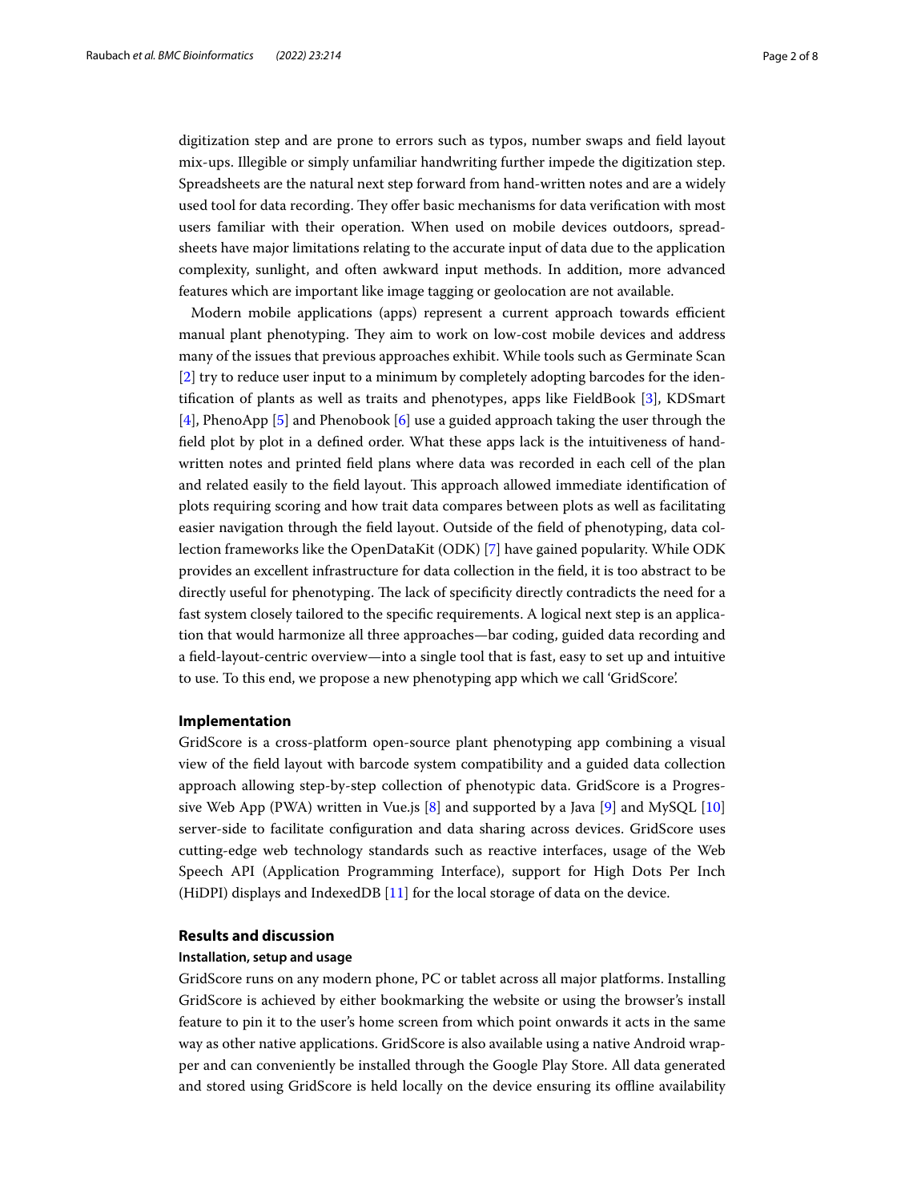digitization step and are prone to errors such as typos, number swaps and field layout mix-ups. Illegible or simply unfamiliar handwriting further impede the digitization step. Spreadsheets are the natural next step forward from hand-written notes and are a widely used tool for data recording. They offer basic mechanisms for data verification with most users familiar with their operation. When used on mobile devices outdoors, spreadsheets have major limitations relating to the accurate input of data due to the application complexity, sunlight, and often awkward input methods. In addition, more advanced features which are important like image tagging or geolocation are not available.

Modern mobile applications (apps) represent a current approach towards efficient manual plant phenotyping. They aim to work on low-cost mobile devices and address many of the issues that previous approaches exhibit. While tools such as Germinate Scan [2] try to reduce user input to a minimum by completely adopting barcodes for the identification of plants as well as traits and phenotypes, apps like FieldBook [3], KDSmart [4], PhenoApp [5] and Phenobook [6] use a guided approach taking the user through the field plot by plot in a defined order. What these apps lack is the intuitiveness of handwritten notes and printed field plans where data was recorded in each cell of the plan and related easily to the field layout. This approach allowed immediate identification of plots requiring scoring and how trait data compares between plots as well as facilitating easier navigation through the field layout. Outside of the field of phenotyping, data collection frameworks like the OpenDataKit (ODK) [7] have gained popularity. While ODK provides an excellent infrastructure for data collection in the field, it is too abstract to be directly useful for phenotyping. The lack of specificity directly contradicts the need for a fast system closely tailored to the specific requirements. A logical next step is an application that would harmonize all three approaches—bar coding, guided data recording and a field-layout-centric overview—into a single tool that is fast, easy to set up and intuitive to use. To this end, we propose a new phenotyping app which we call 'GridScore'.

## Implementation

GridScore is a cross-platform open-source plant phenotyping app combining a visual view of the field layout with barcode system compatibility and a guided data collection approach allowing step-by-step collection of phenotypic data. GridScore is a Progressive Web App (PWA) written in Vue.js [8] and supported by a Java [9] and MySQL [10] server-side to facilitate configuration and data sharing across devices. GridScore uses cutting-edge web technology standards such as reactive interfaces, usage of the Web Speech API (Application Programming Interface), support for High Dots Per Inch (HiDPI) displays and IndexedDB [11] for the local storage of data on the device.

## Results and discussion

### Installation, setup and usage

GridScore runs on any modern phone, PC or tablet across all major platforms. Installing GridScore is achieved by either bookmarking the website or using the browser's install feature to pin it to the user's home screen from which point onwards it acts in the same way as other native applications. GridScore is also available using a native Android wrapper and can conveniently be installed through the Google Play Store. All data generated and stored using GridScore is held locally on the device ensuring its offline availability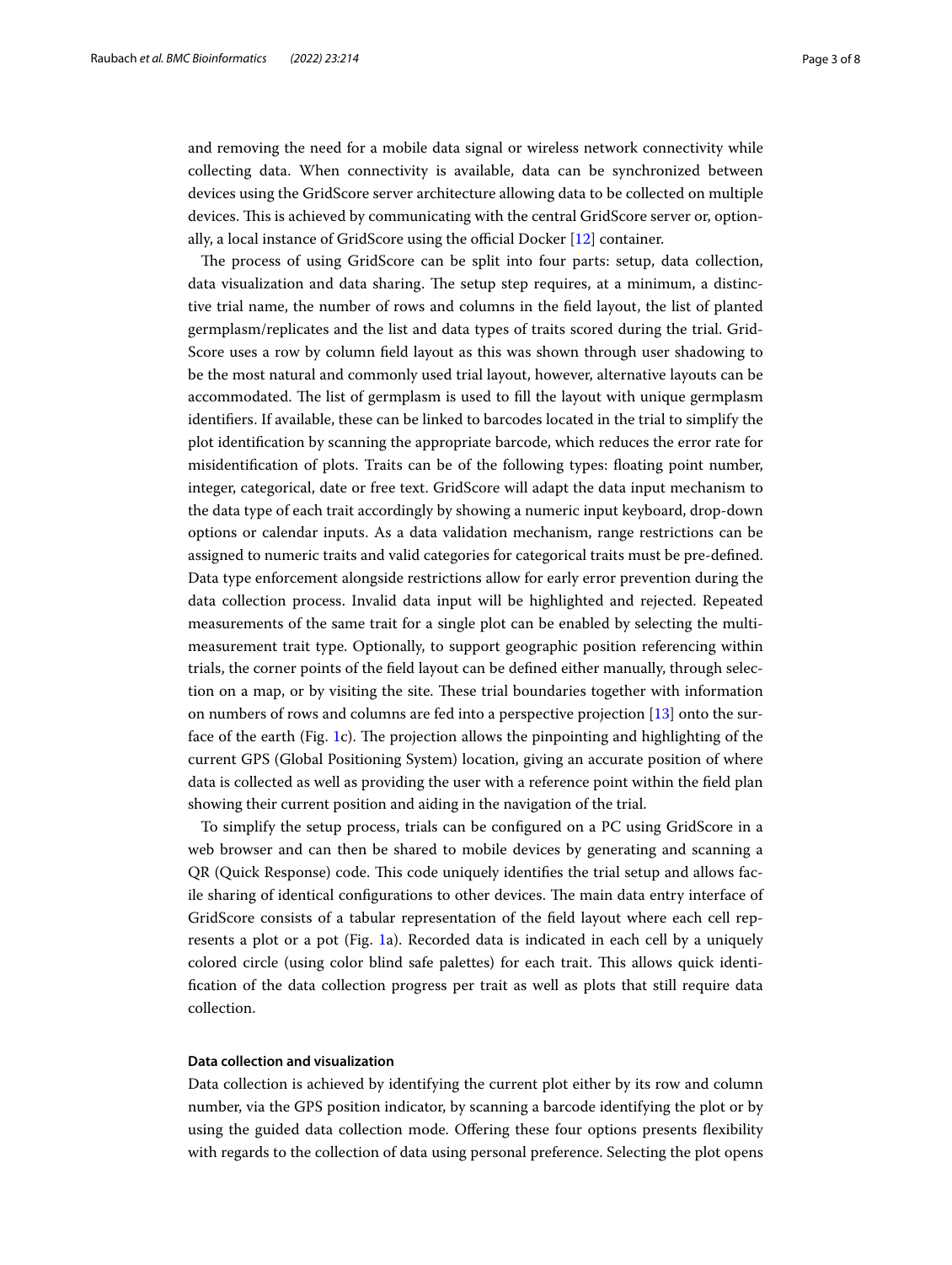and removing the need for a mobile data signal or wireless network connectivity while collecting data. When connectivity is available, data can be synchronized between devices using the GridScore server architecture allowing data to be collected on multiple devices. This is achieved by communicating with the central GridScore server or, optionally, a local instance of GridScore using the official Docker [12] container.

The process of using GridScore can be split into four parts: setup, data collection, data visualization and data sharing. The setup step requires, at a minimum, a distinctive trial name, the number of rows and columns in the field layout, the list of planted germplasm/replicates and the list and data types of traits scored during the trial. GridScore uses a row by column field layout as this was shown through user shadowing to be the most natural and commonly used trial layout, however, alternative layouts can be accommodated. The list of germplasm is used to fill the layout with unique germplasm identifiers. If available, these can be linked to barcodes located in the trial to simplify the plot identification by scanning the appropriate barcode, which reduces the error rate for misidentification of plots. Traits can be of the following types: floating point number, integer, categorical, date or free text. GridScore will adapt the data input mechanism to the data type of each trait accordingly by showing a numeric input keyboard, drop-down options or calendar inputs. As a data validation mechanism, range restrictions can be assigned to numeric traits and valid categories for categorical traits must be pre-defined. Data type enforcement alongside restrictions allow for early error prevention during the data collection process. Invalid data input will be highlighted and rejected. Repeated measurements of the same trait for a single plot can be enabled by selecting the multi-measurement trait type. Optionally, to support geographic position referencing within trials, the corner points of the field layout can be defined either manually, through selection on a map, or by visiting the site. These trial boundaries together with information on numbers of rows and columns are fed into a perspective projection [13] onto the surface of the earth (Fig. 1c). The projection allows the pinpointing and highlighting of the current GPS (Global Positioning System) location, giving an accurate position of where data is collected as well as providing the user with a reference point within the field plan showing their current position and aiding in the navigation of the trial.

To simplify the setup process, trials can be configured on a PC using GridScore in a web browser and can then be shared to mobile devices by generating and scanning a QR (Quick Response) code. This code uniquely identifies the trial setup and allows facile sharing of identical configurations to other devices. The main data entry interface of GridScore consists of a tabular representation of the field layout where each cell represents a plot or a pot (Fig. 1a). Recorded data is indicated in each cell by a uniquely colored circle (using color blind safe palettes) for each trait. This allows quick identification of the data collection progress per trait as well as plots that still require data collection.

#### Data collection and visualization

Data collection is achieved by identifying the current plot either by its row and column number, via the GPS position indicator, by scanning a barcode identifying the plot or by using the guided data collection mode. Offering these four options presents flexibility with regards to the collection of data using personal preference. Selecting the plot opens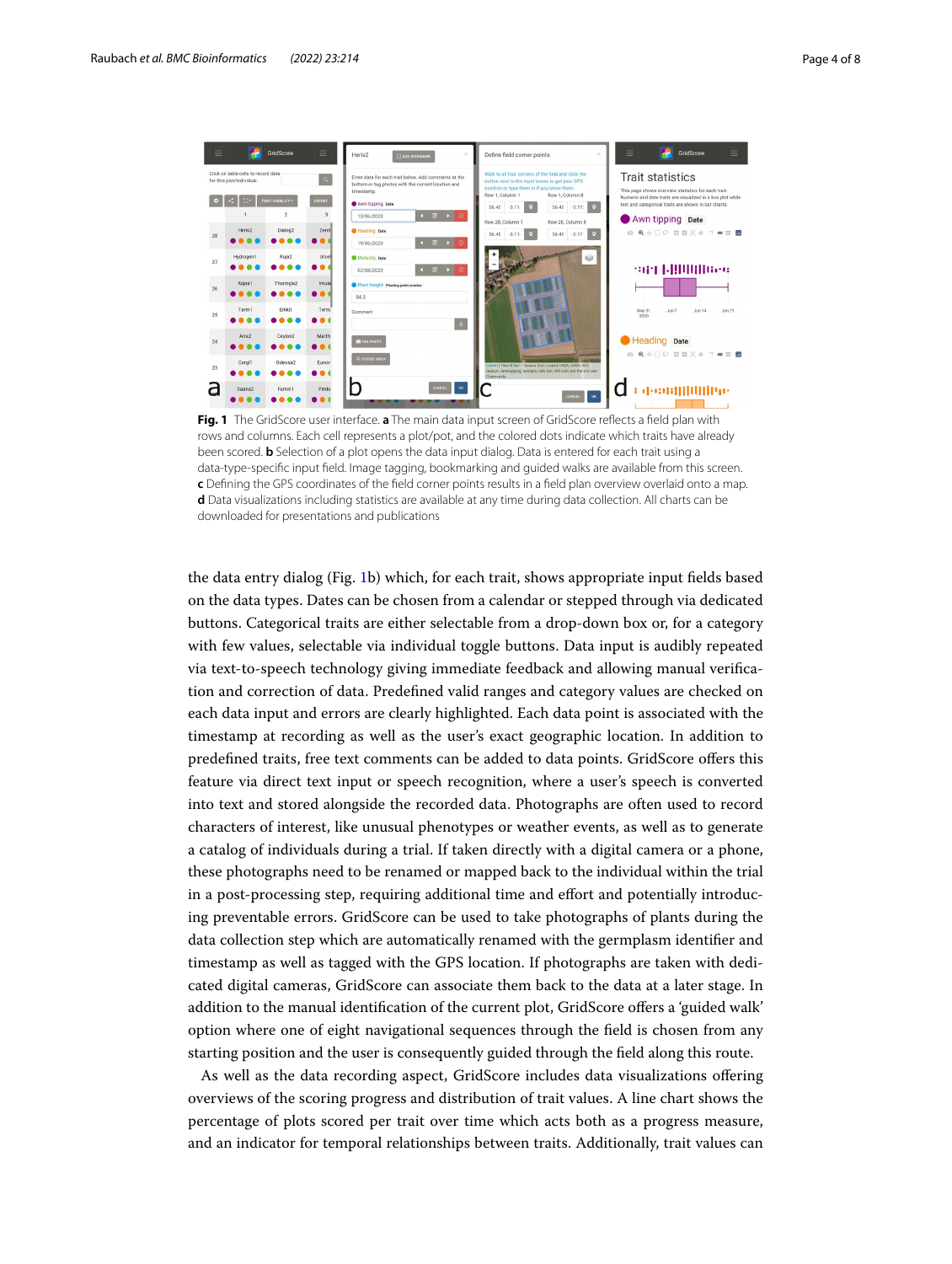**Fig. 1** The GridScore user interface. **a** The main data input screen of GridScore reflects a field plan with rows and columns. Each cell represents a plot/pot, and the colored dots indicate which traits have already been scored. **b** Selection of a plot opens the data input dialog. Data is entered for each trait using a data-type-specific input field. Image tagging, bookmarking and guided walks are available from this screen. **c** Defining the GPS coordinates of the field corner points results in a field plan overview overlaid onto a map. **d** Data visualizations including statistics are available at any time during data collection. All charts can be downloaded for presentations and publications

the data entry dialog (Fig. 1b) which, for each trait, shows appropriate input fields based on the data types. Dates can be chosen from a calendar or stepped through via dedicated buttons. Categorical traits are either selectable from a drop-down box or, for a category with few values, selectable via individual toggle buttons. Data input is audibly repeated via text-to-speech technology giving immediate feedback and allowing manual verification and correction of data. Predefined valid ranges and category values are checked on each data input and errors are clearly highlighted. Each data point is associated with the timestamp at recording as well as the user's exact geographic location. In addition to predefined traits, free text comments can be added to data points. GridScore offers this feature via direct text input or speech recognition, where a user's speech is converted into text and stored alongside the recorded data. Photographs are often used to record characters of interest, like unusual phenotypes or weather events, as well as to generate a catalog of individuals during a trial. If taken directly with a digital camera or a phone, these photographs need to be renamed or mapped back to the individual within the trial in a post-processing step, requiring additional time and effort and potentially introducing preventable errors. GridScore can be used to take photographs of plants during the data collection step which are automatically renamed with the germplasm identifier and timestamp as well as tagged with the GPS location. If photographs are taken with dedicated digital cameras, GridScore can associate them back to the data at a later stage. In addition to the manual identification of the current plot, GridScore offers a 'guided walk' option where one of eight navigational sequences through the field is chosen from any starting position and the user is consequently guided through the field along this route.

As well as the data recording aspect, GridScore includes data visualizations offering overviews of the scoring progress and distribution of trait values. A line chart shows the percentage of plots scored per trait over time which acts both as a progress measure, and an indicator for temporal relationships between traits. Additionally, trait values can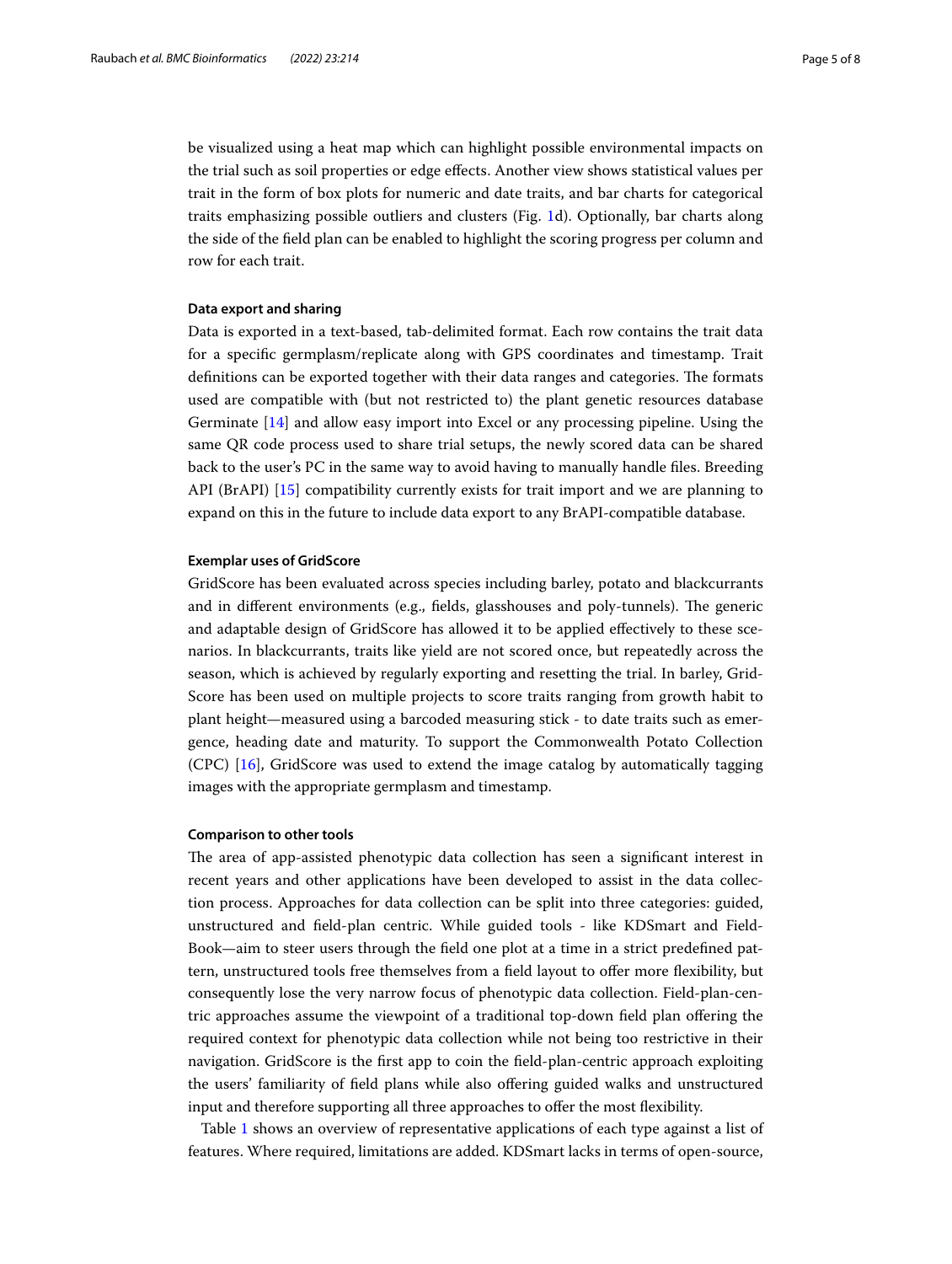be visualized using a heat map which can highlight possible environmental impacts on the trial such as soil properties or edge effects. Another view shows statistical values per trait in the form of box plots for numeric and date traits, and bar charts for categorical traits emphasizing possible outliers and clusters (Fig. 1d). Optionally, bar charts along the side of the field plan can be enabled to highlight the scoring progress per column and row for each trait.

#### Data export and sharing

Data is exported in a text-based, tab-delimited format. Each row contains the trait data for a specific germplasm/replicate along with GPS coordinates and timestamp. Trait definitions can be exported together with their data ranges and categories. The formats used are compatible with (but not restricted to) the plant genetic resources database Germinate [14] and allow easy import into Excel or any processing pipeline. Using the same QR code process used to share trial setups, the newly scored data can be shared back to the user's PC in the same way to avoid having to manually handle files. Breeding API (BrAPI) [15] compatibility currently exists for trait import and we are planning to expand on this in the future to include data export to any BrAPI-compatible database.

#### Exemplar uses of GridScore

GridScore has been evaluated across species including barley, potato and blackcurrants and in different environments (e.g., fields, glasshouses and poly-tunnels). The generic and adaptable design of GridScore has allowed it to be applied effectively to these scenarios. In blackcurrants, traits like yield are not scored once, but repeatedly across the season, which is achieved by regularly exporting and resetting the trial. In barley, GridScore has been used on multiple projects to score traits ranging from growth habit to plant height—measured using a barcoded measuring stick - to date traits such as emergence, heading date and maturity. To support the Commonwealth Potato Collection (CPC) [16], GridScore was used to extend the image catalog by automatically tagging images with the appropriate germplasm and timestamp.

#### Comparison to other tools

The area of app-assisted phenotypic data collection has seen a significant interest in recent years and other applications have been developed to assist in the data collection process. Approaches for data collection can be split into three categories: guided, unstructured and field-plan centric. While guided tools - like KDSmart and Field-Book—aim to steer users through the field one plot at a time in a strict predefined pattern, unstructured tools free themselves from a field layout to offer more flexibility, but consequently lose the very narrow focus of phenotypic data collection. Field-plan-centric approaches assume the viewpoint of a traditional top-down field plan offering the required context for phenotypic data collection while not being too restrictive in their navigation. GridScore is the first app to coin the field-plan-centric approach exploiting the users' familiarity of field plans while also offering guided walks and unstructured input and therefore supporting all three approaches to offer the most flexibility.

Table 1 shows an overview of representative applications of each type against a list of features. Where required, limitations are added. KDSmart lacks in terms of open-source,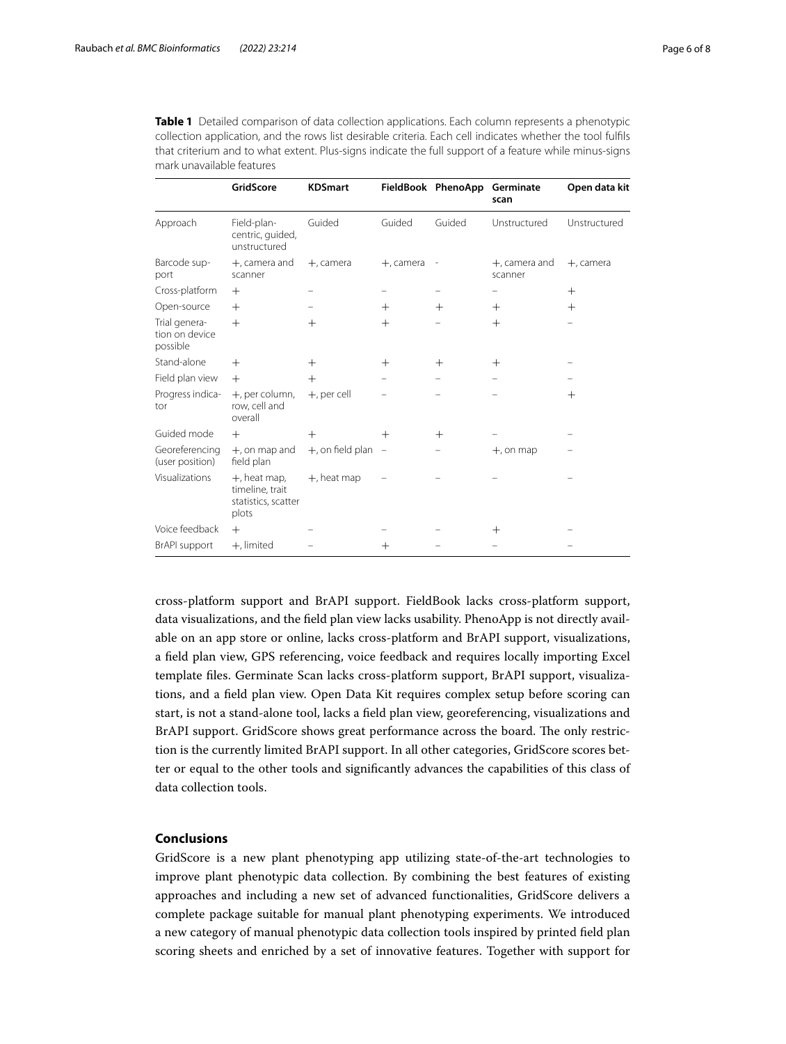**Table 1** Detailed comparison of data collection applications. Each column represents a phenotypic collection application, and the rows list desirable criteria. Each cell indicates whether the tool fulfils that criterium and to what extent. Plus-signs indicate the full support of a feature while minus-signs mark unavailable features

| | GridScore | KDSmart | FieldBook | PhenoApp | Germinate scan | Open data kit |
|---|---|---|---|---|---|---|
| Approach | Field-plan-centric, guided, unstructured | Guided | Guided | Guided | Unstructured | Unstructured |
| Barcode support | +, camera and scanner | +, camera | +, camera | - | +, camera and scanner | +, camera |
| Cross-platform | + | – | – | – | – | + |
| Open-source | + | – | + | + | + | + |
| Trial generation on device possible | + | + | + | – | + | – |
| Stand-alone | + | + | + | + | + | – |
| Field plan view | + | + | – | – | – | – |
| Progress indicator | +, per column, row, cell and overall | +, per cell | – | – | – | + |
| Guided mode | + | + | + | + | – | – |
| Georeferencing (user position) | +, on map and field plan | +, on field plan | – | – | +, on map | – |
| Visualizations | +, heat map, timeline, trait statistics, scatter plots | +, heat map | – | – | – | – |
| Voice feedback | + | – | – | – | + | – |
| BrAPI support | +, limited | – | + | – | – | – |

cross-platform support and BrAPI support. FieldBook lacks cross-platform support, data visualizations, and the field plan view lacks usability. PhenoApp is not directly available on an app store or online, lacks cross-platform and BrAPI support, visualizations, a field plan view, GPS referencing, voice feedback and requires locally importing Excel template files. Germinate Scan lacks cross-platform support, BrAPI support, visualizations, and a field plan view. Open Data Kit requires complex setup before scoring can start, is not a stand-alone tool, lacks a field plan view, georeferencing, visualizations and BrAPI support. GridScore shows great performance across the board. The only restriction is the currently limited BrAPI support. In all other categories, GridScore scores better or equal to the other tools and significantly advances the capabilities of this class of data collection tools.

## Conclusions

GridScore is a new plant phenotyping app utilizing state-of-the-art technologies to improve plant phenotypic data collection. By combining the best features of existing approaches and including a new set of advanced functionalities, GridScore delivers a complete package suitable for manual plant phenotyping experiments. We introduced a new category of manual phenotypic data collection tools inspired by printed field plan scoring sheets and enriched by a set of innovative features. Together with support for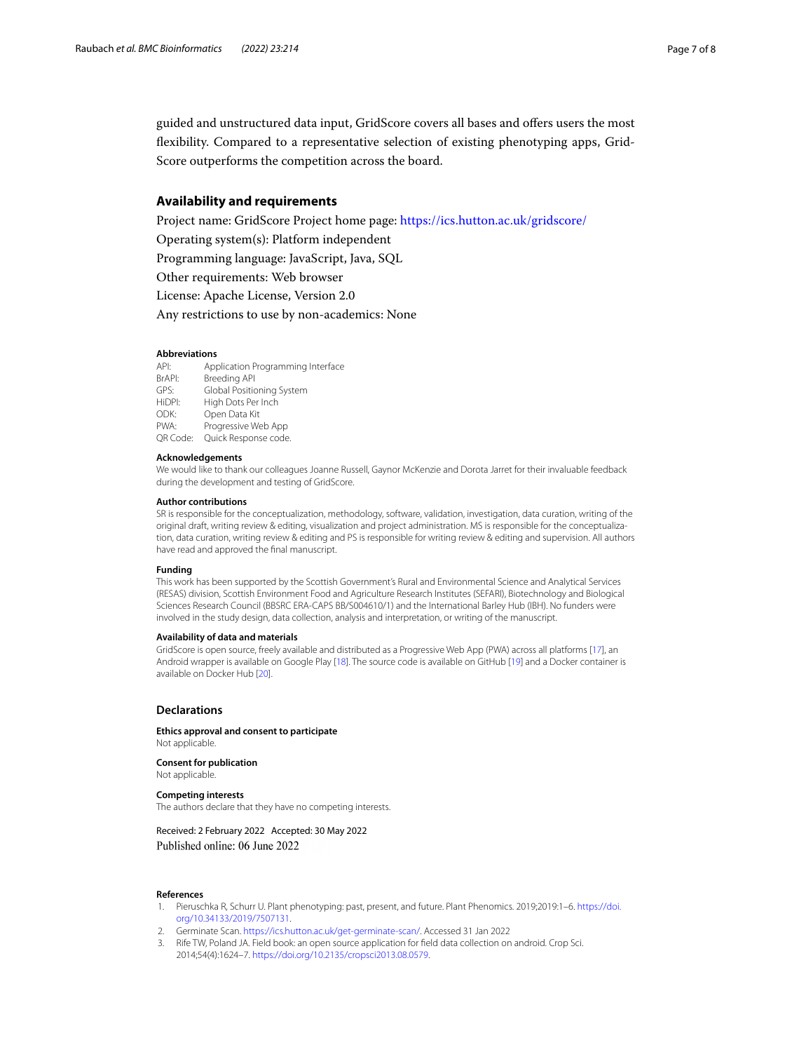guided and unstructured data input, GridScore covers all bases and offers users the most flexibility. Compared to a representative selection of existing phenotyping apps, GridScore outperforms the competition across the board.

## Availability and requirements

Project name: GridScore Project home page: https://ics.hutton.ac.uk/gridscore/

Operating system(s): Platform independent

Programming language: JavaScript, Java, SQL

Other requirements: Web browser

License: Apache License, Version 2.0

Any restrictions to use by non-academics: None

#### Abbreviations

API: Application Programming Interface
BrAPI: Breeding API
GPS: Global Positioning System
HiDPI: High Dots Per Inch
ODK: Open Data Kit
PWA: Progressive Web App
QR Code: Quick Response code.

#### Acknowledgements

We would like to thank our colleagues Joanne Russell, Gaynor McKenzie and Dorota Jarret for their invaluable feedback during the development and testing of GridScore.

#### Author contributions

SR is responsible for the conceptualization, methodology, software, validation, investigation, data curation, writing of the original draft, writing review & editing, visualization and project administration. MS is responsible for the conceptualization, data curation, writing review & editing and PS is responsible for writing review & editing and supervision. All authors have read and approved the final manuscript.

#### Funding

This work has been supported by the Scottish Government's Rural and Environmental Science and Analytical Services (RESAS) division, Scottish Environment Food and Agriculture Research Institutes (SEFARI), Biotechnology and Biological Sciences Research Council (BBSRC ERA-CAPS BB/S004610/1) and the International Barley Hub (IBH). No funders were involved in the study design, data collection, analysis and interpretation, or writing of the manuscript.

#### Availability of data and materials

GridScore is open source, freely available and distributed as a Progressive Web App (PWA) across all platforms [17], an Android wrapper is available on Google Play [18]. The source code is available on GitHub [19] and a Docker container is available on Docker Hub [20].

## Declarations

#### Ethics approval and consent to participate

Not applicable.

#### Consent for publication

Not applicable.

#### Competing interests

The authors declare that they have no competing interests.

Received: 2 February 2022 Accepted: 30 May 2022
Published online: 06 June 2022

#### References

1. Pieruschka R, Schurr U. Plant phenotyping: past, present, and future. Plant Phenomics. 2019;2019:1–6. https://doi.org/10.34133/2019/7507131.
2. Germinate Scan. https://ics.hutton.ac.uk/get-germinate-scan/. Accessed 31 Jan 2022
3. Rife TW, Poland JA. Field book: an open source application for field data collection on android. Crop Sci. 2014;54(4):1624–7. https://doi.org/10.2135/cropsci2013.08.0579.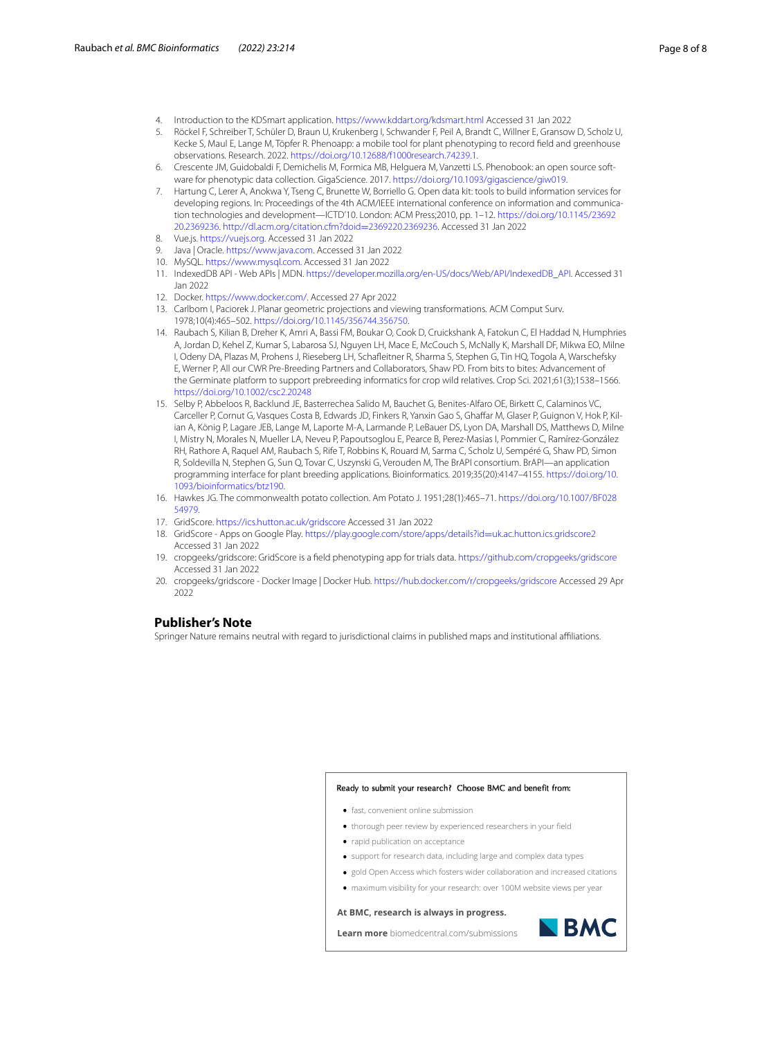4. Introduction to the KDSmart application. https://www.kddart.org/kdsmart.html Accessed 31 Jan 2022
5. Röckel F, Schreiber T, Schüler D, Braun U, Krukenberg I, Schwander F, Peil A, Brandt C, Willner E, Gransow D, Scholz U, Kecke S, Maul E, Lange M, Töpfer R. Phenoapp: a mobile tool for plant phenotyping to record field and greenhouse observations. Research. 2022. https://doi.org/10.12688/f1000research.74239.1.
6. Crescente JM, Guidobaldi F, Demichelis M, Formica MB, Helguera M, Vanzetti LS. Phenobook: an open source software for phenotypic data collection. GigaScience. 2017. https://doi.org/10.1093/gigascience/giw019.
7. Hartung C, Lerer A, Anokwa Y, Tseng C, Brunette W, Borriello G. Open data kit: tools to build information services for developing regions. In: Proceedings of the 4th ACM/IEEE international conference on information and communication technologies and development—ICTD'10. London: ACM Press;2010, pp. 1–12. https://doi.org/10.1145/2369220.2369236. http://dl.acm.org/citation.cfm?doid=2369220.2369236. Accessed 31 Jan 2022
8. Vue.js. https://vuejs.org. Accessed 31 Jan 2022
9. Java | Oracle. https://www.java.com. Accessed 31 Jan 2022
10. MySQL. https://www.mysql.com. Accessed 31 Jan 2022
11. IndexedDB API - Web APIs | MDN. https://developer.mozilla.org/en-US/docs/Web/API/IndexedDB_API. Accessed 31 Jan 2022
12. Docker. https://www.docker.com/. Accessed 27 Apr 2022
13. Carlbom I, Paciorek J. Planar geometric projections and viewing transformations. ACM Comput Surv. 1978;10(4):465–502. https://doi.org/10.1145/356744.356750.
14. Raubach S, Kilian B, Dreher K, Amri A, Bassi FM, Boukar O, Cook D, Cruickshank A, Fatokun C, El Haddad N, Humphries A, Jordan D, Kehel Z, Kumar S, Labarosa SJ, Nguyen LH, Mace E, McCouch S, McNally K, Marshall DF, Mikwa EO, Milne I, Odeny DA, Plazas M, Prohens J, Rieseberg LH, Schafleitner R, Sharma S, Stephen G, Tin HQ, Togola A, Warschefsky E, Werner P, All our CWR Pre-Breeding Partners and Collaborators, Shaw PD. From bits to bites: Advancement of the Germinate platform to support prebreeding informatics for crop wild relatives. Crop Sci. 2021;61(3);1538–1566. https://doi.org/10.1002/csc2.20248
15. Selby P, Abbeloos R, Backlund JE, Basterrechea Salido M, Bauchet G, Benites-Alfaro OE, Birkett C, Calaminos VC, Carceller P, Cornut G, Vasques Costa B, Edwards JD, Finkers R, Yanxin Gao S, Ghaffar M, Glaser P, Guignon V, Hok P, Kilian A, König P, Lagare JEB, Lange M, Laporte M-A, Larmande P, LeBauer DS, Lyon DA, Marshall DS, Matthews D, Milne I, Mistry N, Morales N, Mueller LA, Neveu P, Papoutsoglou E, Pearce B, Perez-Masias I, Pommier C, Ramírez-González RH, Rathore A, Raquel AM, Raubach S, Rife T, Robbins K, Rouard M, Sarma C, Scholz U, Sempéré G, Shaw PD, Simon R, Soldevilla N, Stephen G, Sun Q, Tovar C, Uszynski G, Verouden M, The BrAPI consortium. BrAPI—an application programming interface for plant breeding applications. Bioinformatics. 2019;35(20):4147–4155. https://doi.org/10.1093/bioinformatics/btz190.
16. Hawkes JG. The commonwealth potato collection. Am Potato J. 1951;28(1):465–71. https://doi.org/10.1007/BF02854979.
17. GridScore. https://ics.hutton.ac.uk/gridscore Accessed 31 Jan 2022
18. GridScore - Apps on Google Play. https://play.google.com/store/apps/details?id=uk.ac.hutton.ics.gridscore2 Accessed 31 Jan 2022
19. cropgeeks/gridscore: GridScore is a field phenotyping app for trials data. https://github.com/cropgeeks/gridscore Accessed 31 Jan 2022
20. cropgeeks/gridscore - Docker Image | Docker Hub. https://hub.docker.com/r/cropgeeks/gridscore Accessed 29 Apr 2022

## Publisher's Note

Springer Nature remains neutral with regard to jurisdictional claims in published maps and institutional affiliations.

Ready to submit your research? Choose BMC and benefit from:

- fast, convenient online submission
- thorough peer review by experienced researchers in your field
- rapid publication on acceptance
- support for research data, including large and complex data types
- gold Open Access which fosters wider collaboration and increased citations
- maximum visibility for your research: over 100M website views per year

**At BMC, research is always in progress.**

**Learn more** biomedcentral.com/submissions

BMC